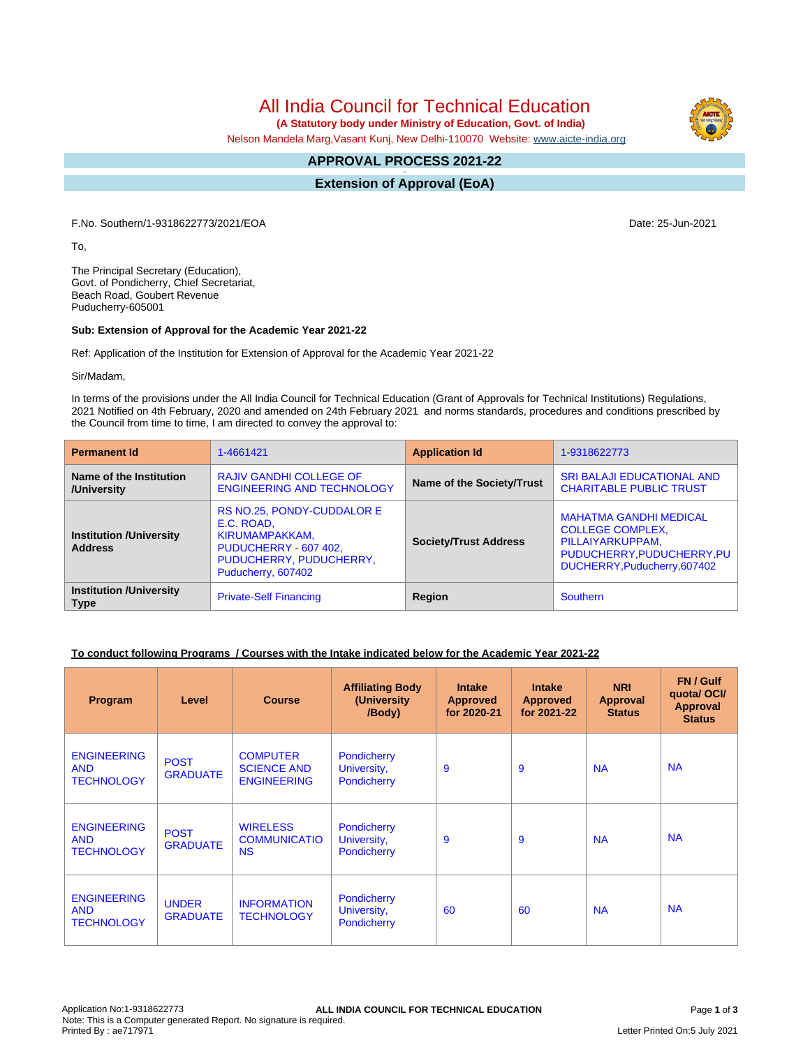# All India Council for Technical Education

**(A Statutory body under Ministry of Education, Govt. of India)**

Nelson Mandela Marg,Vasant Kunj, New Delhi-110070 Website: www.aicte-india.org

## APPROVAL PROCESS 2021-22

## Extension of Approval (EoA)

F.No. Southern/1-9318622773/2021/EOA

Date: 25-Jun-2021

To,

The Principal Secretary (Education),
Govt. of Pondicherry, Chief Secretariat,
Beach Road, Goubert Revenue
Puducherry-605001

**Sub: Extension of Approval for the Academic Year 2021-22**

Ref: Application of the Institution for Extension of Approval for the Academic Year 2021-22

Sir/Madam,

In terms of the provisions under the All India Council for Technical Education (Grant of Approvals for Technical Institutions) Regulations, 2021 Notified on 4th February, 2020 and amended on 24th February 2021 and norms standards, procedures and conditions prescribed by the Council from time to time, I am directed to convey the approval to:

| **Permanent Id** | 1-4661421 | **Application Id** | 1-9318622773 |
|---|---|---|---|
| **Name of the Institution /University** | RAJIV GANDHI COLLEGE OF ENGINEERING AND TECHNOLOGY | **Name of the Society/Trust** | SRI BALAJI EDUCATIONAL AND CHARITABLE PUBLIC TRUST |
| **Institution /University Address** | RS NO.25, PONDY-CUDDALOR E E.C. ROAD, KIRUMAMPAKKAM, PUDUCHERRY - 607 402, PUDUCHERRY, PUDUCHERRY, Puducherry, 607402 | **Society/Trust Address** | MAHATMA GANDHI MEDICAL COLLEGE COMPLEX, PILLAIYARKUPPAM, PUDUCHERRY,PUDUCHERRY,PUDUCHERRY,Puducherry,607402 |
| **Institution /University Type** | Private-Self Financing | **Region** | Southern |

**To conduct following Programs / Courses with the Intake indicated below for the Academic Year 2021-22**

| Program | Level | Course | Affiliating Body (University /Body) | Intake Approved for 2020-21 | Intake Approved for 2021-22 | NRI Approval Status | FN / Gulf quota/ OCI/ Approval Status |
|---|---|---|---|---|---|---|---|
| ENGINEERING AND TECHNOLOGY | POST GRADUATE | COMPUTER SCIENCE AND ENGINEERING | Pondicherry University, Pondicherry | 9 | 9 | NA | NA |
| ENGINEERING AND TECHNOLOGY | POST GRADUATE | WIRELESS COMMUNICATIONS | Pondicherry University, Pondicherry | 9 | 9 | NA | NA |
| ENGINEERING AND TECHNOLOGY | UNDER GRADUATE | INFORMATION TECHNOLOGY | Pondicherry University, Pondicherry | 60 | 60 | NA | NA |

Application No:1-9318622773
Note: This is a Computer generated Report. No signature is required.
Printed By : ae717971
Letter Printed On:5 July 2021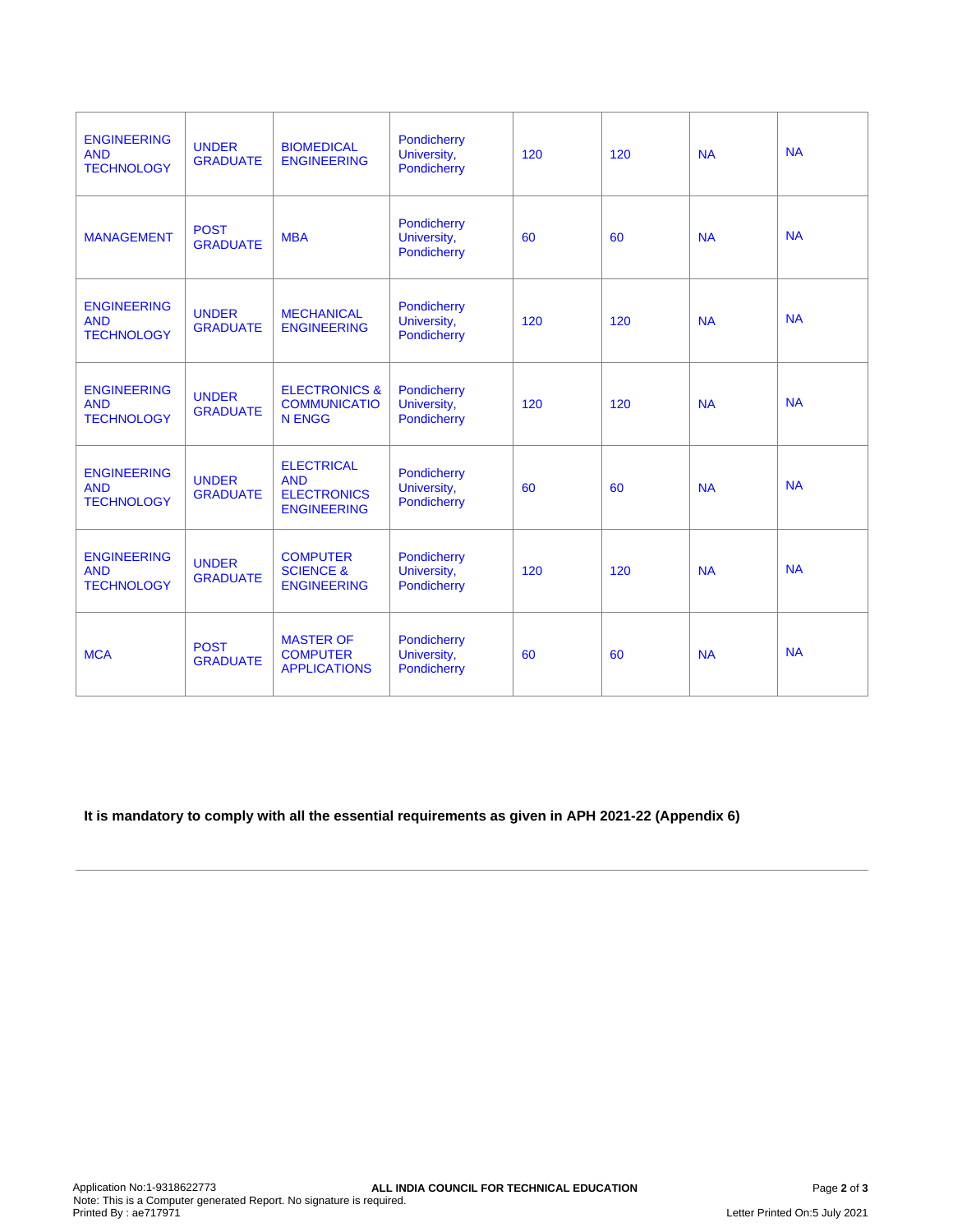| ENGINEERING AND TECHNOLOGY | UNDER GRADUATE | BIOMEDICAL ENGINEERING | Pondicherry University, Pondicherry | 120 | 120 | NA | NA |
|---|---|---|---|---|---|---|---|
| MANAGEMENT | POST GRADUATE | MBA | Pondicherry University, Pondicherry | 60 | 60 | NA | NA |
| ENGINEERING AND TECHNOLOGY | UNDER GRADUATE | MECHANICAL ENGINEERING | Pondicherry University, Pondicherry | 120 | 120 | NA | NA |
| ENGINEERING AND TECHNOLOGY | UNDER GRADUATE | ELECTRONICS & COMMUNICATION ENGG | Pondicherry University, Pondicherry | 120 | 120 | NA | NA |
| ENGINEERING AND TECHNOLOGY | UNDER GRADUATE | ELECTRICAL AND ELECTRONICS ENGINEERING | Pondicherry University, Pondicherry | 60 | 60 | NA | NA |
| ENGINEERING AND TECHNOLOGY | UNDER GRADUATE | COMPUTER SCIENCE & ENGINEERING | Pondicherry University, Pondicherry | 120 | 120 | NA | NA |
| MCA | POST GRADUATE | MASTER OF COMPUTER APPLICATIONS | Pondicherry University, Pondicherry | 60 | 60 | NA | NA |

**It is mandatory to comply with all the essential requirements as given in APH 2021-22 (Appendix 6)**

---

Application No:1-9318622773
Note: This is a Computer generated Report. No signature is required.
Printed By : ae717971

**ALL INDIA COUNCIL FOR TECHNICAL EDUCATION**

Letter Printed On:5 July 2021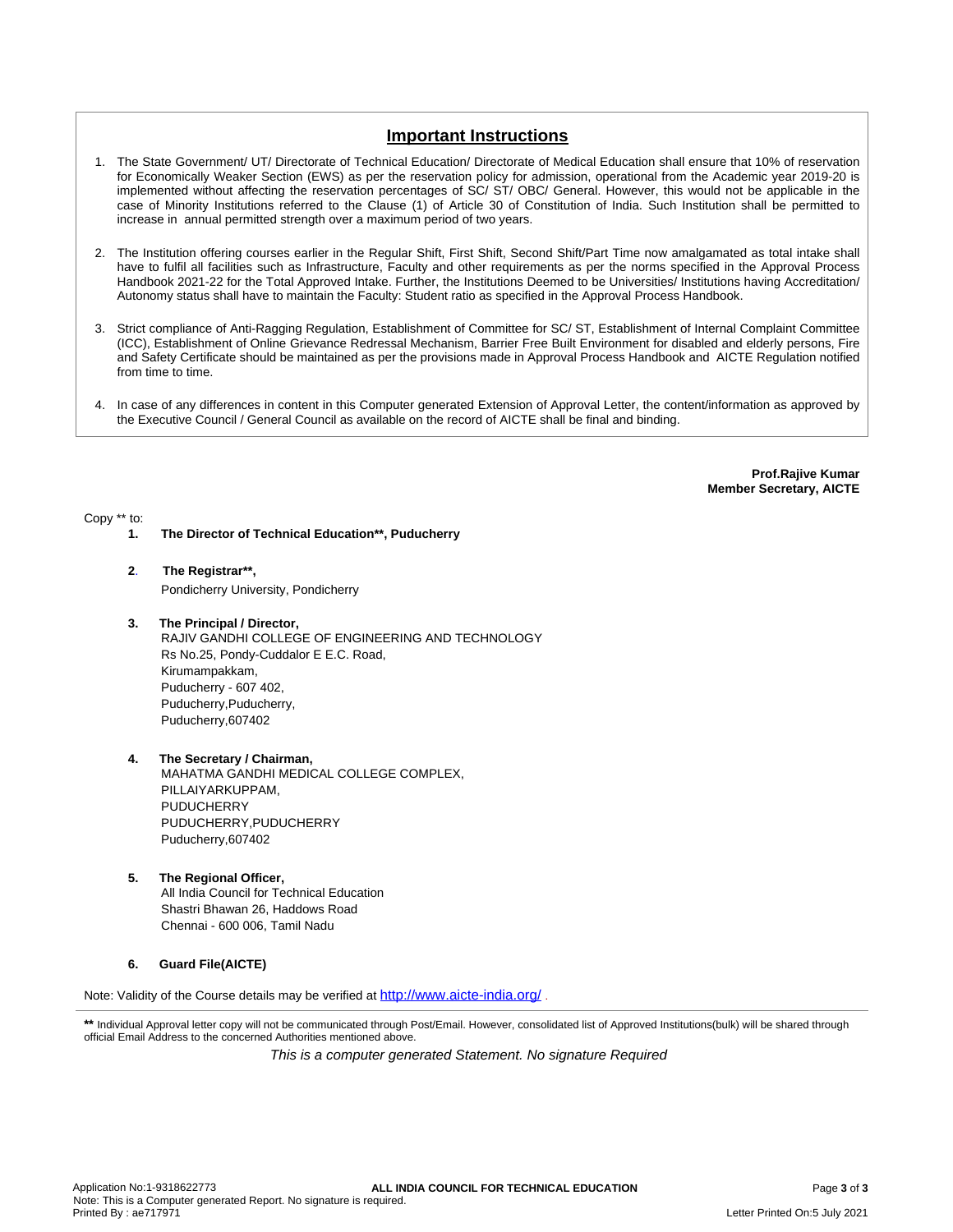## Important Instructions

1. The State Government/ UT/ Directorate of Technical Education/ Directorate of Medical Education shall ensure that 10% of reservation for Economically Weaker Section (EWS) as per the reservation policy for admission, operational from the Academic year 2019-20 is implemented without affecting the reservation percentages of SC/ ST/ OBC/ General. However, this would not be applicable in the case of Minority Institutions referred to the Clause (1) of Article 30 of Constitution of India. Such Institution shall be permitted to increase in annual permitted strength over a maximum period of two years.

2. The Institution offering courses earlier in the Regular Shift, First Shift, Second Shift/Part Time now amalgamated as total intake shall have to fulfil all facilities such as Infrastructure, Faculty and other requirements as per the norms specified in the Approval Process Handbook 2021-22 for the Total Approved Intake. Further, the Institutions Deemed to be Universities/ Institutions having Accreditation/ Autonomy status shall have to maintain the Faculty: Student ratio as specified in the Approval Process Handbook.

3. Strict compliance of Anti-Ragging Regulation, Establishment of Committee for SC/ ST, Establishment of Internal Complaint Committee (ICC), Establishment of Online Grievance Redressal Mechanism, Barrier Free Built Environment for disabled and elderly persons, Fire and Safety Certificate should be maintained as per the provisions made in Approval Process Handbook and AICTE Regulation notified from time to time.

4. In case of any differences in content in this Computer generated Extension of Approval Letter, the content/information as approved by the Executive Council / General Council as available on the record of AICTE shall be final and binding.

**Prof.Rajive Kumar**
**Member Secretary, AICTE**

Copy ** to:

1. **The Director of Technical Education**, Puducherry**

2. **The Registrar**,**
   Pondicherry University, Pondicherry

3. **The Principal / Director,**
   RAJIV GANDHI COLLEGE OF ENGINEERING AND TECHNOLOGY
   Rs No.25, Pondy-Cuddalor E E.C. Road,
   Kirumampakkam,
   Puducherry - 607 402,
   Puducherry,Puducherry,
   Puducherry,607402

4. **The Secretary / Chairman,**
   MAHATMA GANDHI MEDICAL COLLEGE COMPLEX,
   PILLAIYARKUPPAM,
   PUDUCHERRY
   PUDUCHERRY,PUDUCHERRY
   Puducherry,607402

5. **The Regional Officer,**
   All India Council for Technical Education
   Shastri Bhawan 26, Haddows Road
   Chennai - 600 006, Tamil Nadu

6. **Guard File(AICTE)**

Note: Validity of the Course details may be verified at http://www.aicte-india.org/ .

** Individual Approval letter copy will not be communicated through Post/Email. However, consolidated list of Approved Institutions(bulk) will be shared through official Email Address to the concerned Authorities mentioned above.

*This is a computer generated Statement. No signature Required*

Application No:1-9318622773
ALL INDIA COUNCIL FOR TECHNICAL EDUCATION
Note: This is a Computer generated Report. No signature is required.
Printed By : ae717971
Letter Printed On:5 July 2021